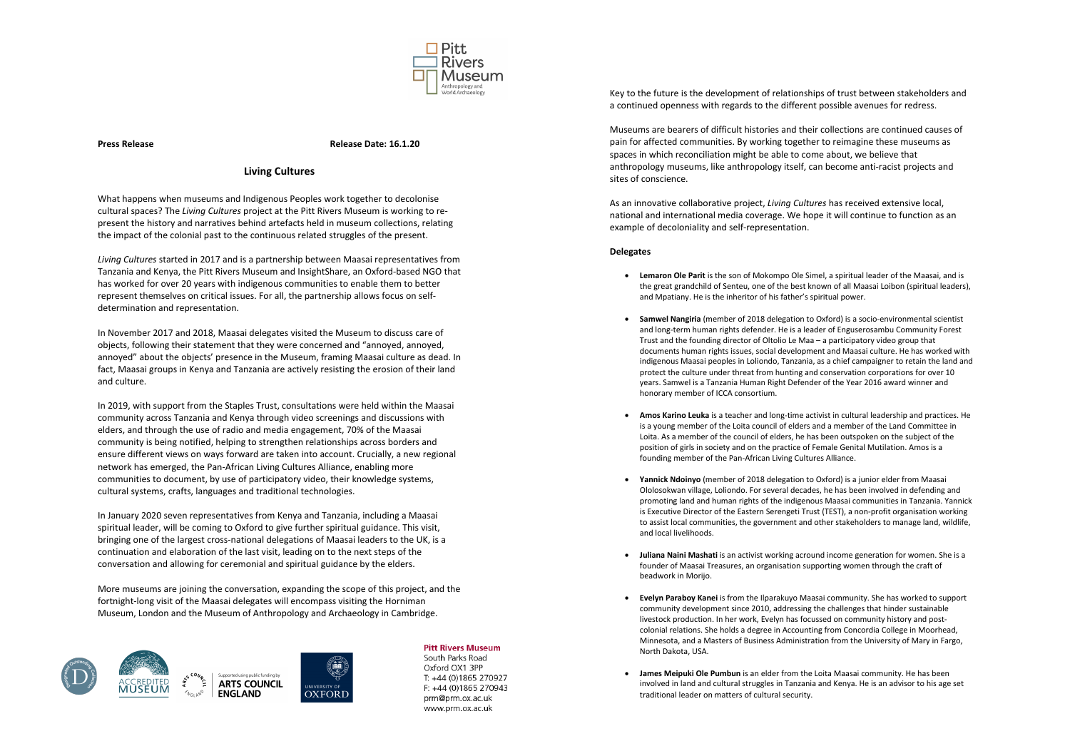**Press Release** **Release Date: 16.1.20**

## Living Cultures

What happens when museums and Indigenous Peoples work together to decolonise cultural spaces? The *Living Cultures* project at the Pitt Rivers Museum is working to re-present the history and narratives behind artefacts held in museum collections, relating the impact of the colonial past to the continuous related struggles of the present.

*Living Cultures* started in 2017 and is a partnership between Maasai representatives from Tanzania and Kenya, the Pitt Rivers Museum and InsightShare, an Oxford-based NGO that has worked for over 20 years with indigenous communities to enable them to better represent themselves on critical issues. For all, the partnership allows focus on self-determination and representation.

In November 2017 and 2018, Maasai delegates visited the Museum to discuss care of objects, following their statement that they were concerned and "annoyed, annoyed, annoyed" about the objects' presence in the Museum, framing Maasai culture as dead. In fact, Maasai groups in Kenya and Tanzania are actively resisting the erosion of their land and culture.

In 2019, with support from the Staples Trust, consultations were held within the Maasai community across Tanzania and Kenya through video screenings and discussions with elders, and through the use of radio and media engagement, 70% of the Maasai community is being notified, helping to strengthen relationships across borders and ensure different views on ways forward are taken into account. Crucially, a new regional network has emerged, the Pan-African Living Cultures Alliance, enabling more communities to document, by use of participatory video, their knowledge systems, cultural systems, crafts, languages and traditional technologies.

In January 2020 seven representatives from Kenya and Tanzania, including a Maasai spiritual leader, will be coming to Oxford to give further spiritual guidance. This visit, bringing one of the largest cross-national delegations of Maasai leaders to the UK, is a continuation and elaboration of the last visit, leading on to the next steps of the conversation and allowing for ceremonial and spiritual guidance by the elders.

More museums are joining the conversation, expanding the scope of this project, and the fortnight-long visit of the Maasai delegates will encompass visiting the Horniman Museum, London and the Museum of Anthropology and Archaeology in Cambridge.

**Pitt Rivers Museum**
South Parks Road
Oxford OX1 3PP
T: +44 (0)1865 270927
F: +44 (0)1865 270943
prm@prm.ox.ac.uk
www.prm.ox.ac.uk

Key to the future is the development of relationships of trust between stakeholders and a continued openness with regards to the different possible avenues for redress.

Museums are bearers of difficult histories and their collections are continued causes of pain for affected communities. By working together to reimagine these museums as spaces in which reconciliation might be able to come about, we believe that anthropology museums, like anthropology itself, can become anti-racist projects and sites of conscience.

As an innovative collaborative project, *Living Cultures* has received extensive local, national and international media coverage. We hope it will continue to function as an example of decoloniality and self-representation.

### Delegates

- **Lemaron Ole Parit** is the son of Mokompo Ole Simel, a spiritual leader of the Maasai, and is the great grandchild of Senteu, one of the best known of all Maasai Loibon (spiritual leaders), and Mpatiany. He is the inheritor of his father's spiritual power.
- **Samwel Nangiria** (member of 2018 delegation to Oxford) is a socio-environmental scientist and long-term human rights defender. He is a leader of Enguserosambu Community Forest Trust and the founding director of Oltolio Le Maa – a participatory video group that documents human rights issues, social development and Maasai culture. He has worked with indigenous Maasai peoples in Loliondo, Tanzania, as a chief campaigner to retain the land and protect the culture under threat from hunting and conservation corporations for over 10 years. Samwel is a Tanzania Human Right Defender of the Year 2016 award winner and honorary member of ICCA consortium.
- **Amos Karino Leuka** is a teacher and long-time activist in cultural leadership and practices. He is a young member of the Loita council of elders and a member of the Land Committee in Loita. As a member of the council of elders, he has been outspoken on the subject of the position of girls in society and on the practice of Female Genital Mutilation. Amos is a founding member of the Pan-African Living Cultures Alliance.
- **Yannick Ndoinyo** (member of 2018 delegation to Oxford) is a junior elder from Maasai Ololosokwan village, Loliondo. For several decades, he has been involved in defending and promoting land and human rights of the indigenous Maasai communities in Tanzania. Yannick is Executive Director of the Eastern Serengeti Trust (TEST), a non-profit organisation working to assist local communities, the government and other stakeholders to manage land, wildlife, and local livelihoods.
- **Juliana Naini Mashati** is an activist working acround income generation for women. She is a founder of Maasai Treasures, an organisation supporting women through the craft of beadwork in Morijo.
- **Evelyn Paraboy Kanei** is from the Ilparakuyo Maasai community. She has worked to support community development since 2010, addressing the challenges that hinder sustainable livestock production. In her work, Evelyn has focussed on community history and post-colonial relations. She holds a degree in Accounting from Concordia College in Moorhead, Minnesota, and a Masters of Business Administration from the University of Mary in Fargo, North Dakota, USA.
- **James Meipuki Ole Pumbun** is an elder from the Loita Maasai community. He has been involved in land and cultural struggles in Tanzania and Kenya. He is an advisor to his age set traditional leader on matters of cultural security.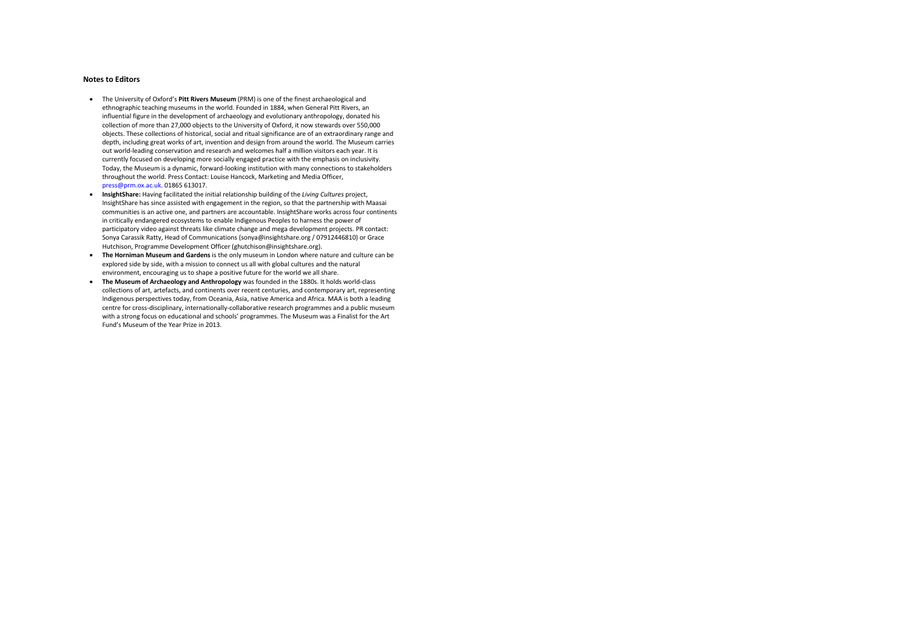## Notes to Editors

- The University of Oxford's **Pitt Rivers Museum** (PRM) is one of the finest archaeological and ethnographic teaching museums in the world. Founded in 1884, when General Pitt Rivers, an influential figure in the development of archaeology and evolutionary anthropology, donated his collection of more than 27,000 objects to the University of Oxford, it now stewards over 550,000 objects. These collections of historical, social and ritual significance are of an extraordinary range and depth, including great works of art, invention and design from around the world. The Museum carries out world-leading conservation and research and welcomes half a million visitors each year. It is currently focused on developing more socially engaged practice with the emphasis on inclusivity. Today, the Museum is a dynamic, forward-looking institution with many connections to stakeholders throughout the world. Press Contact: Louise Hancock, Marketing and Media Officer, press@prm.ox.ac.uk. 01865 613017.
- **InsightShare:** Having facilitated the initial relationship building of the *Living Cultures* project, InsightShare has since assisted with engagement in the region, so that the partnership with Maasai communities is an active one, and partners are accountable. InsightShare works across four continents in critically endangered ecosystems to enable Indigenous Peoples to harness the power of participatory video against threats like climate change and mega development projects. PR contact: Sonya Carassik Ratty, Head of Communications (sonya@insightshare.org / 07912446810) or Grace Hutchison, Programme Development Officer (ghutchison@insightshare.org).
- **The Horniman Museum and Gardens** is the only museum in London where nature and culture can be explored side by side, with a mission to connect us all with global cultures and the natural environment, encouraging us to shape a positive future for the world we all share.
- **The Museum of Archaeology and Anthropology** was founded in the 1880s. It holds world-class collections of art, artefacts, and continents over recent centuries, and contemporary art, representing Indigenous perspectives today, from Oceania, Asia, native America and Africa. MAA is both a leading centre for cross-disciplinary, internationally-collaborative research programmes and a public museum with a strong focus on educational and schools' programmes. The Museum was a Finalist for the Art Fund's Museum of the Year Prize in 2013.